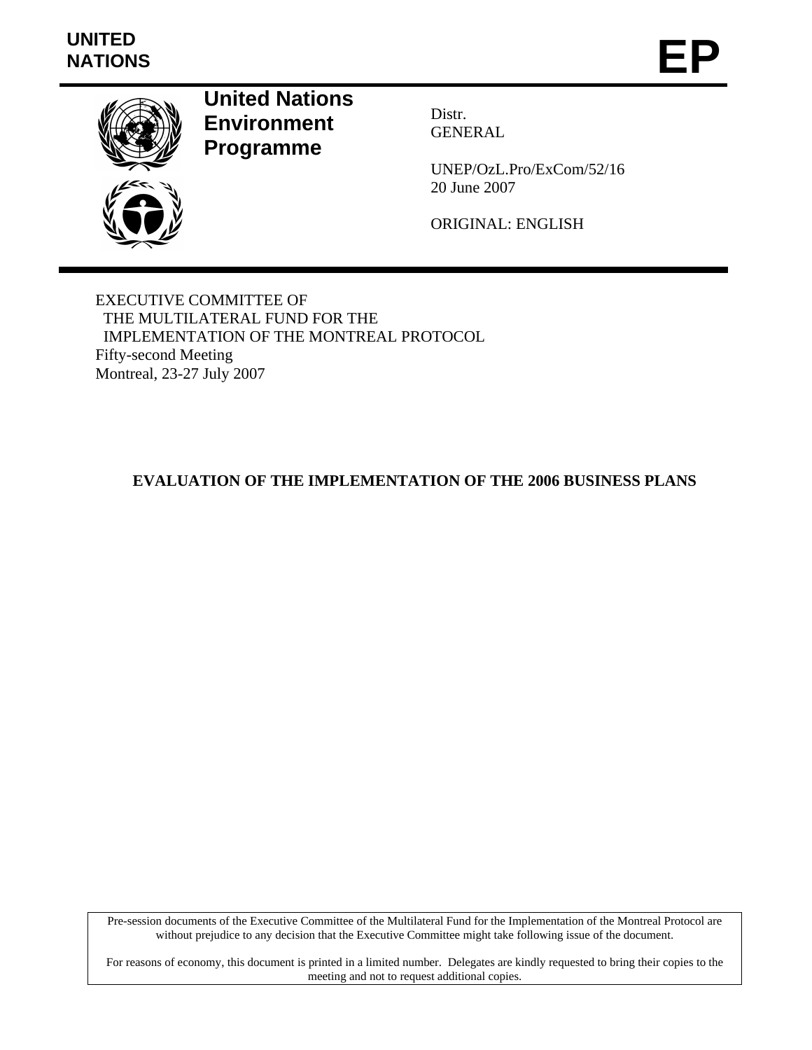UNITED NATIONS

# EP

**United Nations Environment Programme**

Distr.
GENERAL

UNEP/OzL.Pro/ExCom/52/16
20 June 2007

ORIGINAL: ENGLISH

EXECUTIVE COMMITTEE OF
THE MULTILATERAL FUND FOR THE
IMPLEMENTATION OF THE MONTREAL PROTOCOL
Fifty-second Meeting
Montreal, 23-27 July 2007

## EVALUATION OF THE IMPLEMENTATION OF THE 2006 BUSINESS PLANS

Pre-session documents of the Executive Committee of the Multilateral Fund for the Implementation of the Montreal Protocol are without prejudice to any decision that the Executive Committee might take following issue of the document.

For reasons of economy, this document is printed in a limited number. Delegates are kindly requested to bring their copies to the meeting and not to request additional copies.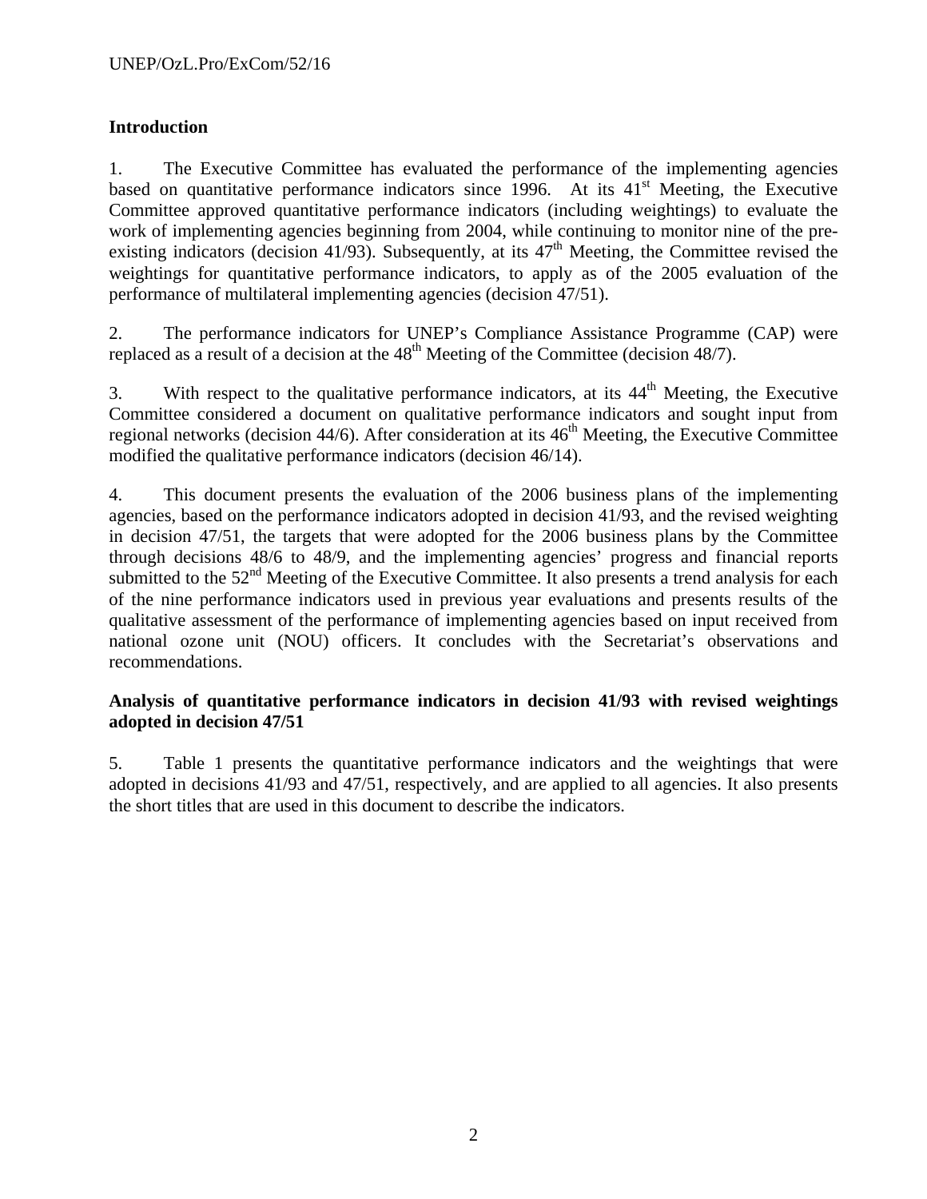## Introduction

1. The Executive Committee has evaluated the performance of the implementing agencies based on quantitative performance indicators since 1996. At its 41st Meeting, the Executive Committee approved quantitative performance indicators (including weightings) to evaluate the work of implementing agencies beginning from 2004, while continuing to monitor nine of the pre-existing indicators (decision 41/93). Subsequently, at its 47th Meeting, the Committee revised the weightings for quantitative performance indicators, to apply as of the 2005 evaluation of the performance of multilateral implementing agencies (decision 47/51).

2. The performance indicators for UNEP's Compliance Assistance Programme (CAP) were replaced as a result of a decision at the 48th Meeting of the Committee (decision 48/7).

3. With respect to the qualitative performance indicators, at its 44th Meeting, the Executive Committee considered a document on qualitative performance indicators and sought input from regional networks (decision 44/6). After consideration at its 46th Meeting, the Executive Committee modified the qualitative performance indicators (decision 46/14).

4. This document presents the evaluation of the 2006 business plans of the implementing agencies, based on the performance indicators adopted in decision 41/93, and the revised weighting in decision 47/51, the targets that were adopted for the 2006 business plans by the Committee through decisions 48/6 to 48/9, and the implementing agencies' progress and financial reports submitted to the 52nd Meeting of the Executive Committee. It also presents a trend analysis for each of the nine performance indicators used in previous year evaluations and presents results of the qualitative assessment of the performance of implementing agencies based on input received from national ozone unit (NOU) officers. It concludes with the Secretariat's observations and recommendations.

### Analysis of quantitative performance indicators in decision 41/93 with revised weightings adopted in decision 47/51

5. Table 1 presents the quantitative performance indicators and the weightings that were adopted in decisions 41/93 and 47/51, respectively, and are applied to all agencies. It also presents the short titles that are used in this document to describe the indicators.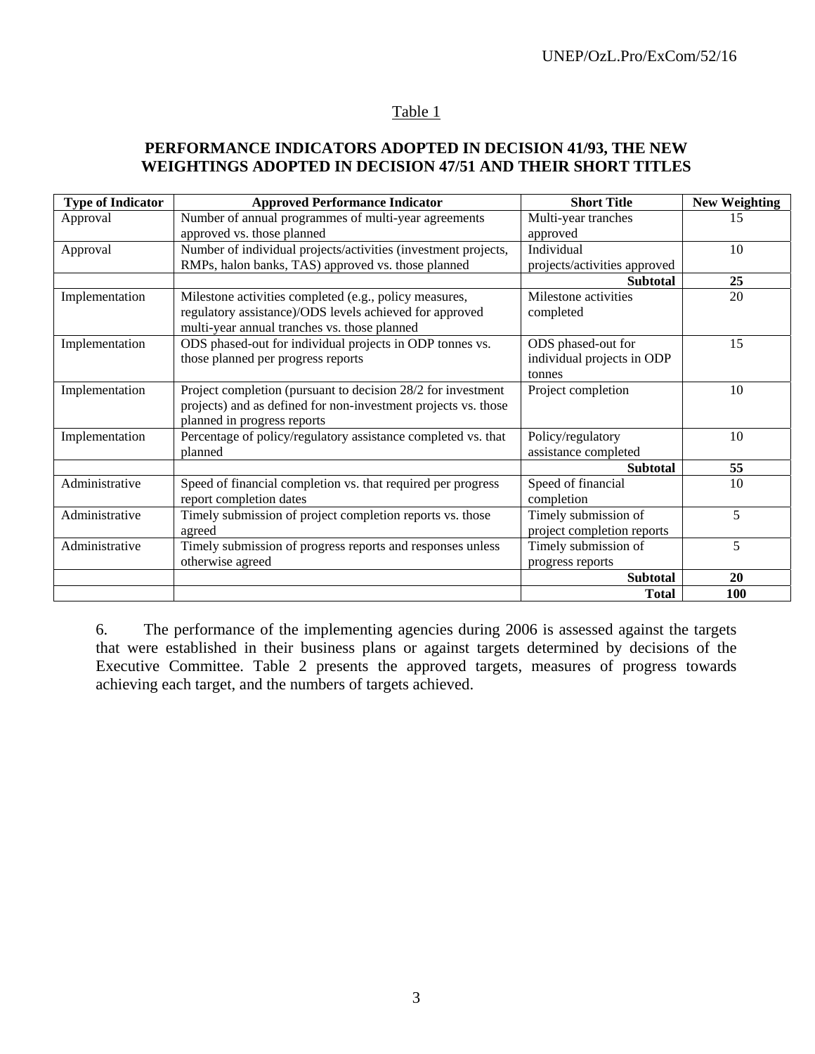Table 1

**PERFORMANCE INDICATORS ADOPTED IN DECISION 41/93, THE NEW WEIGHTINGS ADOPTED IN DECISION 47/51 AND THEIR SHORT TITLES**

| Type of Indicator | Approved Performance Indicator | Short Title | New Weighting |
|---|---|---|---|
| Approval | Number of annual programmes of multi-year agreements approved vs. those planned | Multi-year tranches approved | 15 |
| Approval | Number of individual projects/activities (investment projects, RMPs, halon banks, TAS) approved vs. those planned | Individual projects/activities approved | 10 |
| | | **Subtotal** | **25** |
| Implementation | Milestone activities completed (e.g., policy measures, regulatory assistance)/ODS levels achieved for approved multi-year annual tranches vs. those planned | Milestone activities completed | 20 |
| Implementation | ODS phased-out for individual projects in ODP tonnes vs. those planned per progress reports | ODS phased-out for individual projects in ODP tonnes | 15 |
| Implementation | Project completion (pursuant to decision 28/2 for investment projects) and as defined for non-investment projects vs. those planned in progress reports | Project completion | 10 |
| Implementation | Percentage of policy/regulatory assistance completed vs. that planned | Policy/regulatory assistance completed | 10 |
| | | **Subtotal** | **55** |
| Administrative | Speed of financial completion vs. that required per progress report completion dates | Speed of financial completion | 10 |
| Administrative | Timely submission of project completion reports vs. those agreed | Timely submission of project completion reports | 5 |
| Administrative | Timely submission of progress reports and responses unless otherwise agreed | Timely submission of progress reports | 5 |
| | | **Subtotal** | **20** |
| | | **Total** | **100** |

6. The performance of the implementing agencies during 2006 is assessed against the targets that were established in their business plans or against targets determined by decisions of the Executive Committee. Table 2 presents the approved targets, measures of progress towards achieving each target, and the numbers of targets achieved.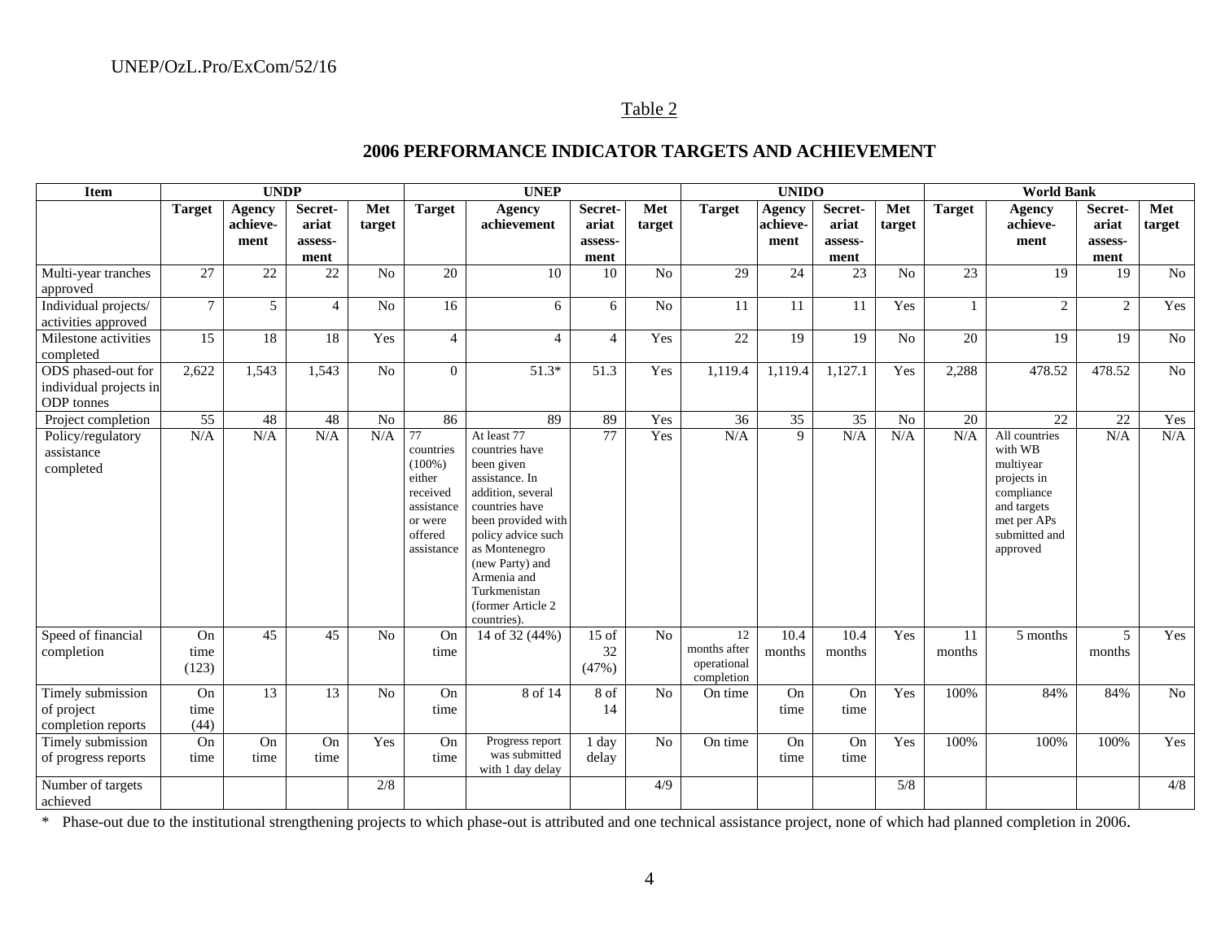Table 2

## 2006 PERFORMANCE INDICATOR TARGETS AND ACHIEVEMENT

| Item | UNDP | | | | UNEP | | | | UNIDO | | | | World Bank | | | |
|---|---|---|---|---|---|---|---|---|---|---|---|---|---|---|---|---|
| | **Target** | **Agency achieve-ment** | **Secret-ariat assess-ment** | **Met target** | **Target** | **Agency achievement** | **Secret-ariat assess-ment** | **Met target** | **Target** | **Agency achieve-ment** | **Secret-ariat assess-ment** | **Met target** | **Target** | **Agency achieve-ment** | **Secret-ariat assess-ment** | **Met target** |
| Multi-year tranches approved | 27 | 22 | 22 | No | 20 | 10 | 10 | No | 29 | 24 | 23 | No | 23 | 19 | 19 | No |
| Individual projects/ activities approved | 7 | 5 | 4 | No | 16 | 6 | 6 | No | 11 | 11 | 11 | Yes | 1 | 2 | 2 | Yes |
| Milestone activities completed | 15 | 18 | 18 | Yes | 4 | 4 | 4 | Yes | 22 | 19 | 19 | No | 20 | 19 | 19 | No |
| ODS phased-out for individual projects in ODP tonnes | 2,622 | 1,543 | 1,543 | No | 0 | 51.3* | 51.3 | Yes | 1,119.4 | 1,119.4 | 1,127.1 | Yes | 2,288 | 478.52 | 478.52 | No |
| Project completion | 55 | 48 | 48 | No | 86 | 89 | 89 | Yes | 36 | 35 | 35 | No | 20 | 22 | 22 | Yes |
| Policy/regulatory assistance completed | N/A | N/A | N/A | N/A | 77 countries (100%) either received assistance or were offered assistance | At least 77 countries have been given assistance. In addition, several countries have been provided with policy advice such as Montenegro (new Party) and Armenia and Turkmenistan (former Article 2 countries). | 77 | Yes | N/A | 9 | N/A | N/A | N/A | All countries with WB multiyear projects in compliance and targets met per APs submitted and approved | N/A | N/A |
| Speed of financial completion | On time (123) | 45 | 45 | No | On time | 14 of 32 (44%) | 15 of 32 (47%) | No | 12 months after operational completion | 10.4 months | 10.4 months | Yes | 11 months | 5 months | 5 months | Yes |
| Timely submission of project completion reports | On time (44) | 13 | 13 | No | On time | 8 of 14 | 8 of 14 | No | On time | On time | On time | Yes | 100% | 84% | 84% | No |
| Timely submission of progress reports | On time | On time | On time | Yes | On time | Progress report was submitted with 1 day delay | 1 day delay | No | On time | On time | On time | Yes | 100% | 100% | 100% | Yes |
| Number of targets achieved | | | | 2/8 | | | | 4/9 | | | | 5/8 | | | | 4/8 |

\* Phase-out due to the institutional strengthening projects to which phase-out is attributed and one technical assistance project, none of which had planned completion in 2006.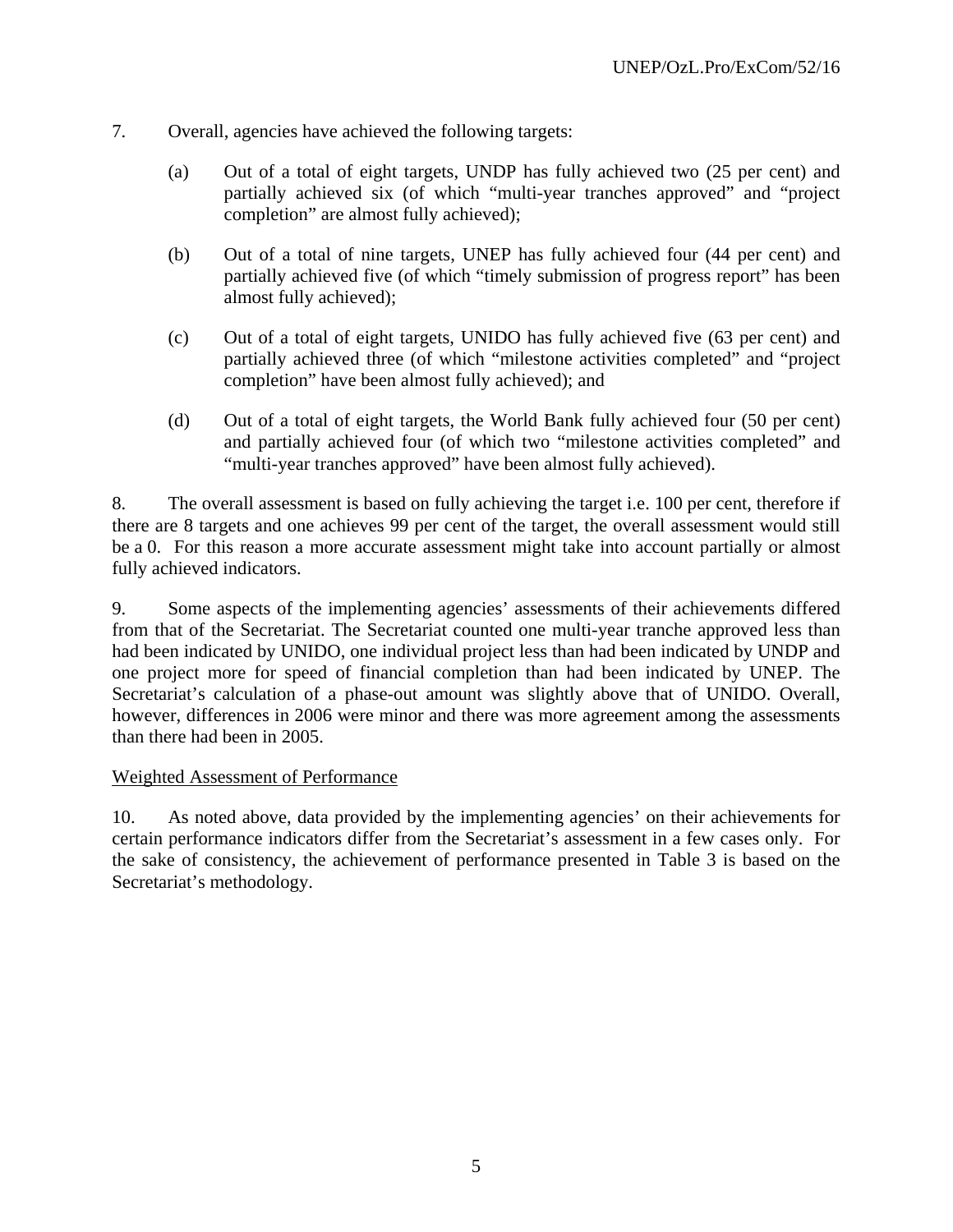7. Overall, agencies have achieved the following targets:

   (a) Out of a total of eight targets, UNDP has fully achieved two (25 per cent) and partially achieved six (of which "multi-year tranches approved" and "project completion" are almost fully achieved);

   (b) Out of a total of nine targets, UNEP has fully achieved four (44 per cent) and partially achieved five (of which "timely submission of progress report" has been almost fully achieved);

   (c) Out of a total of eight targets, UNIDO has fully achieved five (63 per cent) and partially achieved three (of which "milestone activities completed" and "project completion" have been almost fully achieved); and

   (d) Out of a total of eight targets, the World Bank fully achieved four (50 per cent) and partially achieved four (of which two "milestone activities completed" and "multi-year tranches approved" have been almost fully achieved).

8. The overall assessment is based on fully achieving the target i.e. 100 per cent, therefore if there are 8 targets and one achieves 99 per cent of the target, the overall assessment would still be a 0. For this reason a more accurate assessment might take into account partially or almost fully achieved indicators.

9. Some aspects of the implementing agencies' assessments of their achievements differed from that of the Secretariat. The Secretariat counted one multi-year tranche approved less than had been indicated by UNIDO, one individual project less than had been indicated by UNDP and one project more for speed of financial completion than had been indicated by UNEP. The Secretariat's calculation of a phase-out amount was slightly above that of UNIDO. Overall, however, differences in 2006 were minor and there was more agreement among the assessments than there had been in 2005.

<u>Weighted Assessment of Performance</u>

10. As noted above, data provided by the implementing agencies' on their achievements for certain performance indicators differ from the Secretariat's assessment in a few cases only. For the sake of consistency, the achievement of performance presented in Table 3 is based on the Secretariat's methodology.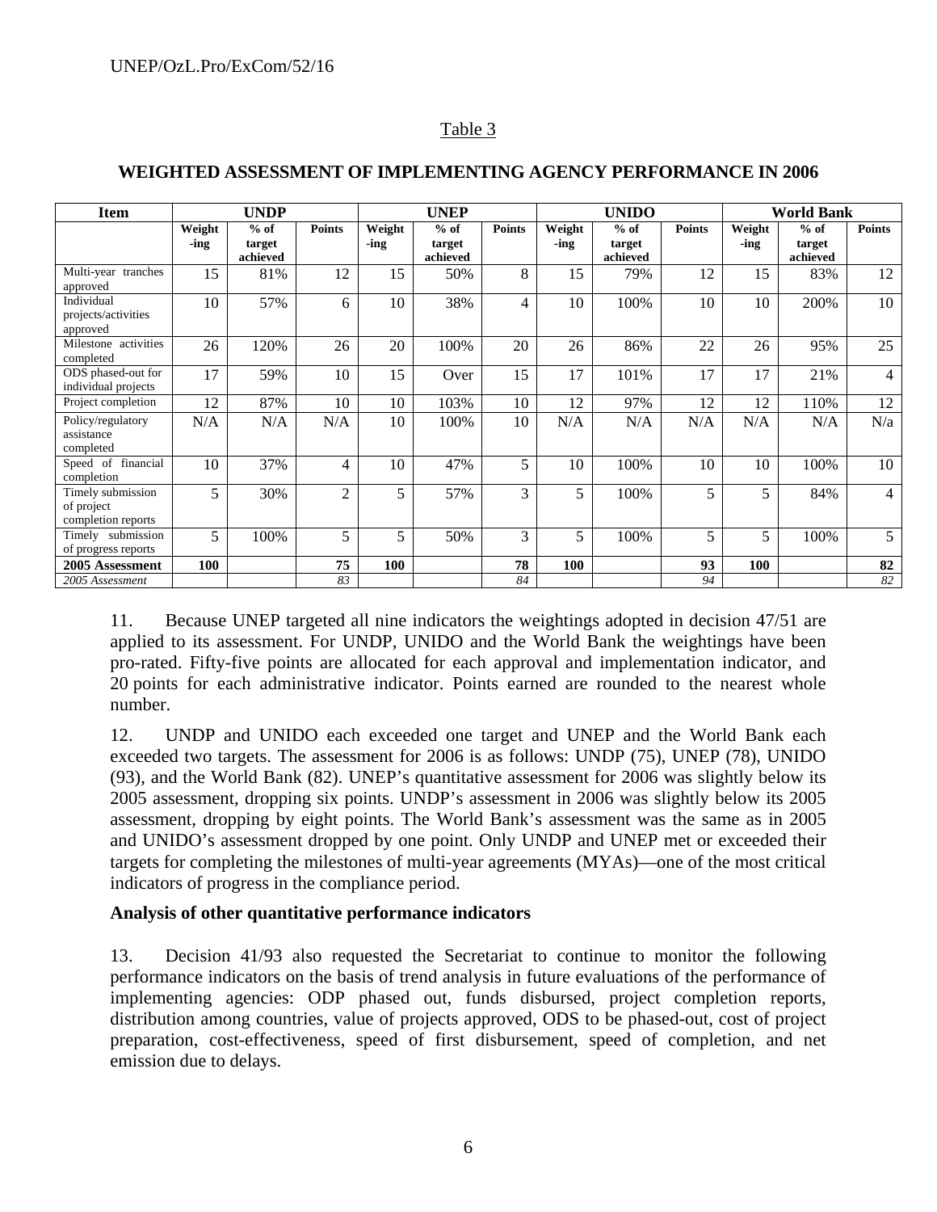Table 3

**WEIGHTED ASSESSMENT OF IMPLEMENTING AGENCY PERFORMANCE IN 2006**

| Item | UNDP | | | UNEP | | | UNIDO | | | World Bank | | |
|---|---|---|---|---|---|---|---|---|---|---|---|---|
| | Weight-ing | % of target achieved | Points | Weight-ing | % of target achieved | Points | Weight-ing | % of target achieved | Points | Weight-ing | % of target achieved | Points |
| Multi-year tranches approved | 15 | 81% | 12 | 15 | 50% | 8 | 15 | 79% | 12 | 15 | 83% | 12 |
| Individual projects/activities approved | 10 | 57% | 6 | 10 | 38% | 4 | 10 | 100% | 10 | 10 | 200% | 10 |
| Milestone activities completed | 26 | 120% | 26 | 20 | 100% | 20 | 26 | 86% | 22 | 26 | 95% | 25 |
| ODS phased-out for individual projects | 17 | 59% | 10 | 15 | Over | 15 | 17 | 101% | 17 | 17 | 21% | 4 |
| Project completion | 12 | 87% | 10 | 10 | 103% | 10 | 12 | 97% | 12 | 12 | 110% | 12 |
| Policy/regulatory assistance completed | N/A | N/A | N/A | 10 | 100% | 10 | N/A | N/A | N/A | N/A | N/A | N/a |
| Speed of financial completion | 10 | 37% | 4 | 10 | 47% | 5 | 10 | 100% | 10 | 10 | 100% | 10 |
| Timely submission of project completion reports | 5 | 30% | 2 | 5 | 57% | 3 | 5 | 100% | 5 | 5 | 84% | 4 |
| Timely submission of progress reports | 5 | 100% | 5 | 5 | 50% | 3 | 5 | 100% | 5 | 5 | 100% | 5 |
| **2005 Assessment** | **100** | | **75** | **100** | | **78** | **100** | | **93** | **100** | | **82** |
| *2005 Assessment* | | | *83* | | | *84* | | | *94* | | | *82* |

11. Because UNEP targeted all nine indicators the weightings adopted in decision 47/51 are applied to its assessment. For UNDP, UNIDO and the World Bank the weightings have been pro-rated. Fifty-five points are allocated for each approval and implementation indicator, and 20 points for each administrative indicator. Points earned are rounded to the nearest whole number.

12. UNDP and UNIDO each exceeded one target and UNEP and the World Bank each exceeded two targets. The assessment for 2006 is as follows: UNDP (75), UNEP (78), UNIDO (93), and the World Bank (82). UNEP's quantitative assessment for 2006 was slightly below its 2005 assessment, dropping six points. UNDP's assessment in 2006 was slightly below its 2005 assessment, dropping by eight points. The World Bank's assessment was the same as in 2005 and UNIDO's assessment dropped by one point. Only UNDP and UNEP met or exceeded their targets for completing the milestones of multi-year agreements (MYAs)—one of the most critical indicators of progress in the compliance period.

**Analysis of other quantitative performance indicators**

13. Decision 41/93 also requested the Secretariat to continue to monitor the following performance indicators on the basis of trend analysis in future evaluations of the performance of implementing agencies: ODP phased out, funds disbursed, project completion reports, distribution among countries, value of projects approved, ODS to be phased-out, cost of project preparation, cost-effectiveness, speed of first disbursement, speed of completion, and net emission due to delays.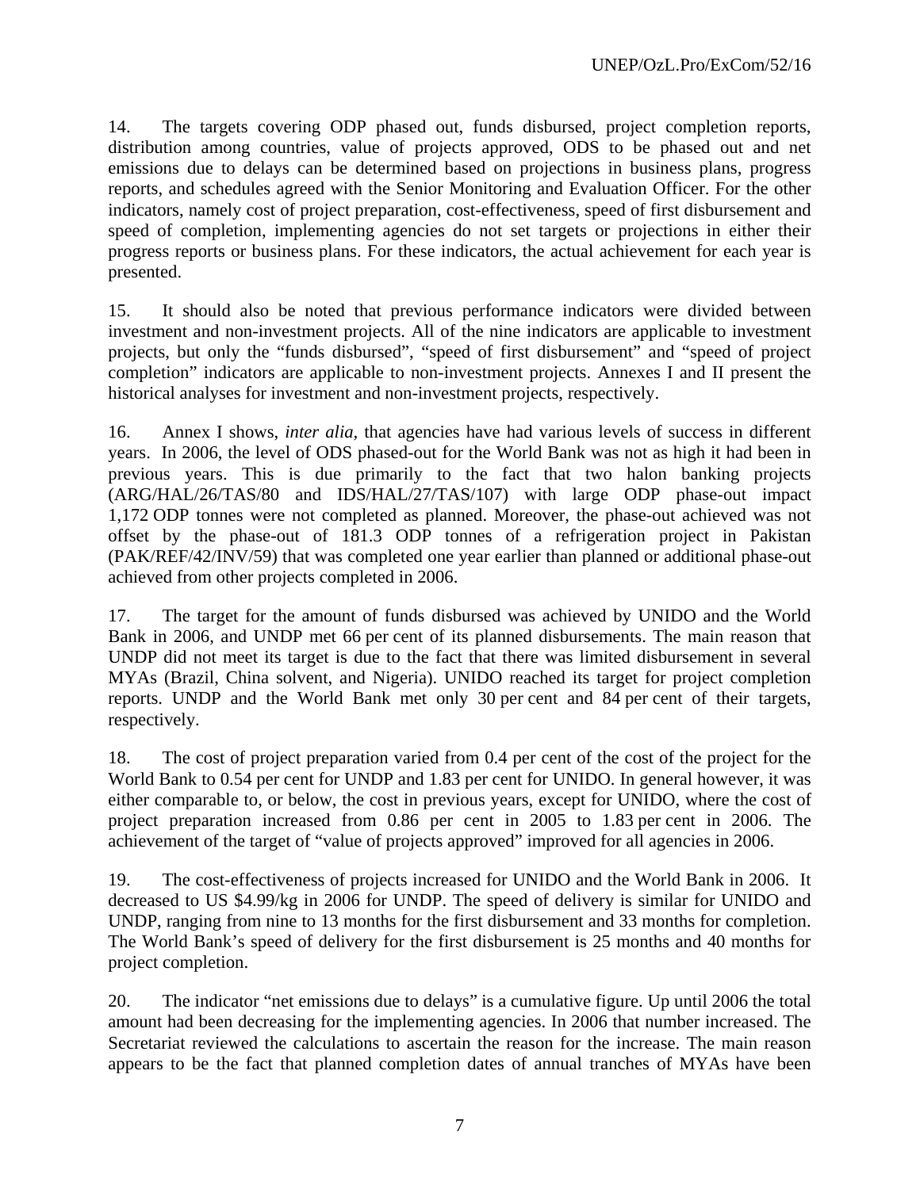14. The targets covering ODP phased out, funds disbursed, project completion reports, distribution among countries, value of projects approved, ODS to be phased out and net emissions due to delays can be determined based on projections in business plans, progress reports, and schedules agreed with the Senior Monitoring and Evaluation Officer. For the other indicators, namely cost of project preparation, cost-effectiveness, speed of first disbursement and speed of completion, implementing agencies do not set targets or projections in either their progress reports or business plans. For these indicators, the actual achievement for each year is presented.

15. It should also be noted that previous performance indicators were divided between investment and non-investment projects. All of the nine indicators are applicable to investment projects, but only the "funds disbursed", "speed of first disbursement" and "speed of project completion" indicators are applicable to non-investment projects. Annexes I and II present the historical analyses for investment and non-investment projects, respectively.

16. Annex I shows, *inter alia,* that agencies have had various levels of success in different years. In 2006, the level of ODS phased-out for the World Bank was not as high it had been in previous years. This is due primarily to the fact that two halon banking projects (ARG/HAL/26/TAS/80 and IDS/HAL/27/TAS/107) with large ODP phase-out impact 1,172 ODP tonnes were not completed as planned. Moreover, the phase-out achieved was not offset by the phase-out of 181.3 ODP tonnes of a refrigeration project in Pakistan (PAK/REF/42/INV/59) that was completed one year earlier than planned or additional phase-out achieved from other projects completed in 2006.

17. The target for the amount of funds disbursed was achieved by UNIDO and the World Bank in 2006, and UNDP met 66 per cent of its planned disbursements. The main reason that UNDP did not meet its target is due to the fact that there was limited disbursement in several MYAs (Brazil, China solvent, and Nigeria). UNIDO reached its target for project completion reports. UNDP and the World Bank met only 30 per cent and 84 per cent of their targets, respectively.

18. The cost of project preparation varied from 0.4 per cent of the cost of the project for the World Bank to 0.54 per cent for UNDP and 1.83 per cent for UNIDO. In general however, it was either comparable to, or below, the cost in previous years, except for UNIDO, where the cost of project preparation increased from 0.86 per cent in 2005 to 1.83 per cent in 2006. The achievement of the target of "value of projects approved" improved for all agencies in 2006.

19. The cost-effectiveness of projects increased for UNIDO and the World Bank in 2006. It decreased to US $4.99/kg in 2006 for UNDP. The speed of delivery is similar for UNIDO and UNDP, ranging from nine to 13 months for the first disbursement and 33 months for completion. The World Bank's speed of delivery for the first disbursement is 25 months and 40 months for project completion.

20. The indicator "net emissions due to delays" is a cumulative figure. Up until 2006 the total amount had been decreasing for the implementing agencies. In 2006 that number increased. The Secretariat reviewed the calculations to ascertain the reason for the increase. The main reason appears to be the fact that planned completion dates of annual tranches of MYAs have been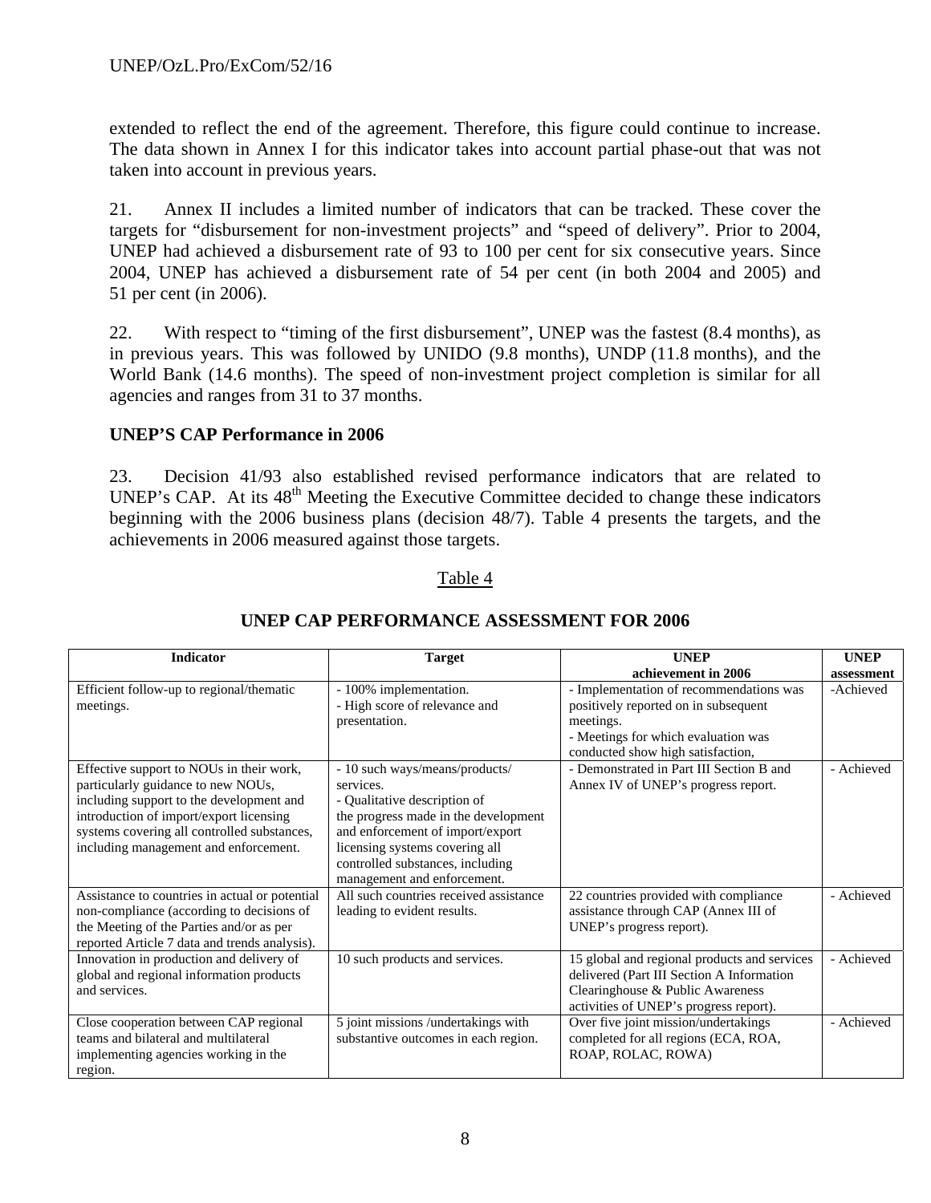extended to reflect the end of the agreement. Therefore, this figure could continue to increase. The data shown in Annex I for this indicator takes into account partial phase-out that was not taken into account in previous years.

21. Annex II includes a limited number of indicators that can be tracked. These cover the targets for "disbursement for non-investment projects" and "speed of delivery". Prior to 2004, UNEP had achieved a disbursement rate of 93 to 100 per cent for six consecutive years. Since 2004, UNEP has achieved a disbursement rate of 54 per cent (in both 2004 and 2005) and 51 per cent (in 2006).

22. With respect to "timing of the first disbursement", UNEP was the fastest (8.4 months), as in previous years. This was followed by UNIDO (9.8 months), UNDP (11.8 months), and the World Bank (14.6 months). The speed of non-investment project completion is similar for all agencies and ranges from 31 to 37 months.

### UNEP'S CAP Performance in 2006

23. Decision 41/93 also established revised performance indicators that are related to UNEP's CAP. At its 48th Meeting the Executive Committee decided to change these indicators beginning with the 2006 business plans (decision 48/7). Table 4 presents the targets, and the achievements in 2006 measured against those targets.

Table 4

**UNEP CAP PERFORMANCE ASSESSMENT FOR 2006**

| Indicator | Target | UNEP achievement in 2006 | UNEP assessment |
|---|---|---|---|
| Efficient follow-up to regional/thematic meetings. | - 100% implementation.<br>- High score of relevance and presentation. | - Implementation of recommendations was positively reported on in subsequent meetings.<br>- Meetings for which evaluation was conducted show high satisfaction, | -Achieved |
| Effective support to NOUs in their work, particularly guidance to new NOUs, including support to the development and introduction of import/export licensing systems covering all controlled substances, including management and enforcement. | - 10 such ways/means/products/ services.<br>- Qualitative description of the progress made in the development and enforcement of import/export licensing systems covering all controlled substances, including management and enforcement. | - Demonstrated in Part III Section B and Annex IV of UNEP's progress report. | - Achieved |
| Assistance to countries in actual or potential non-compliance (according to decisions of the Meeting of the Parties and/or as per reported Article 7 data and trends analysis). | All such countries received assistance leading to evident results. | 22 countries provided with compliance assistance through CAP (Annex III of UNEP's progress report). | - Achieved |
| Innovation in production and delivery of global and regional information products and services. | 10 such products and services. | 15 global and regional products and services delivered (Part III Section A Information Clearinghouse & Public Awareness activities of UNEP's progress report). | - Achieved |
| Close cooperation between CAP regional teams and bilateral and multilateral implementing agencies working in the region. | 5 joint missions /undertakings with substantive outcomes in each region. | Over five joint mission/undertakings completed for all regions (ECA, ROA, ROAP, ROLAC, ROWA) | - Achieved |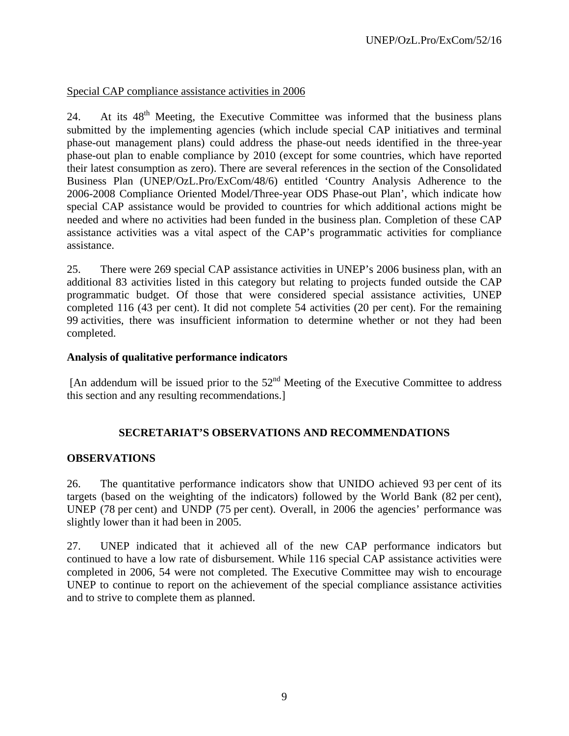Special CAP compliance assistance activities in 2006

24. At its 48th Meeting, the Executive Committee was informed that the business plans submitted by the implementing agencies (which include special CAP initiatives and terminal phase-out management plans) could address the phase-out needs identified in the three-year phase-out plan to enable compliance by 2010 (except for some countries, which have reported their latest consumption as zero). There are several references in the section of the Consolidated Business Plan (UNEP/OzL.Pro/ExCom/48/6) entitled 'Country Analysis Adherence to the 2006-2008 Compliance Oriented Model/Three-year ODS Phase-out Plan', which indicate how special CAP assistance would be provided to countries for which additional actions might be needed and where no activities had been funded in the business plan. Completion of these CAP assistance activities was a vital aspect of the CAP's programmatic activities for compliance assistance.

25. There were 269 special CAP assistance activities in UNEP's 2006 business plan, with an additional 83 activities listed in this category but relating to projects funded outside the CAP programmatic budget. Of those that were considered special assistance activities, UNEP completed 116 (43 per cent). It did not complete 54 activities (20 per cent). For the remaining 99 activities, there was insufficient information to determine whether or not they had been completed.

**Analysis of qualitative performance indicators**

[An addendum will be issued prior to the 52nd Meeting of the Executive Committee to address this section and any resulting recommendations.]

## SECRETARIAT'S OBSERVATIONS AND RECOMMENDATIONS

### OBSERVATIONS

26. The quantitative performance indicators show that UNIDO achieved 93 per cent of its targets (based on the weighting of the indicators) followed by the World Bank (82 per cent), UNEP (78 per cent) and UNDP (75 per cent). Overall, in 2006 the agencies' performance was slightly lower than it had been in 2005.

27. UNEP indicated that it achieved all of the new CAP performance indicators but continued to have a low rate of disbursement. While 116 special CAP assistance activities were completed in 2006, 54 were not completed. The Executive Committee may wish to encourage UNEP to continue to report on the achievement of the special compliance assistance activities and to strive to complete them as planned.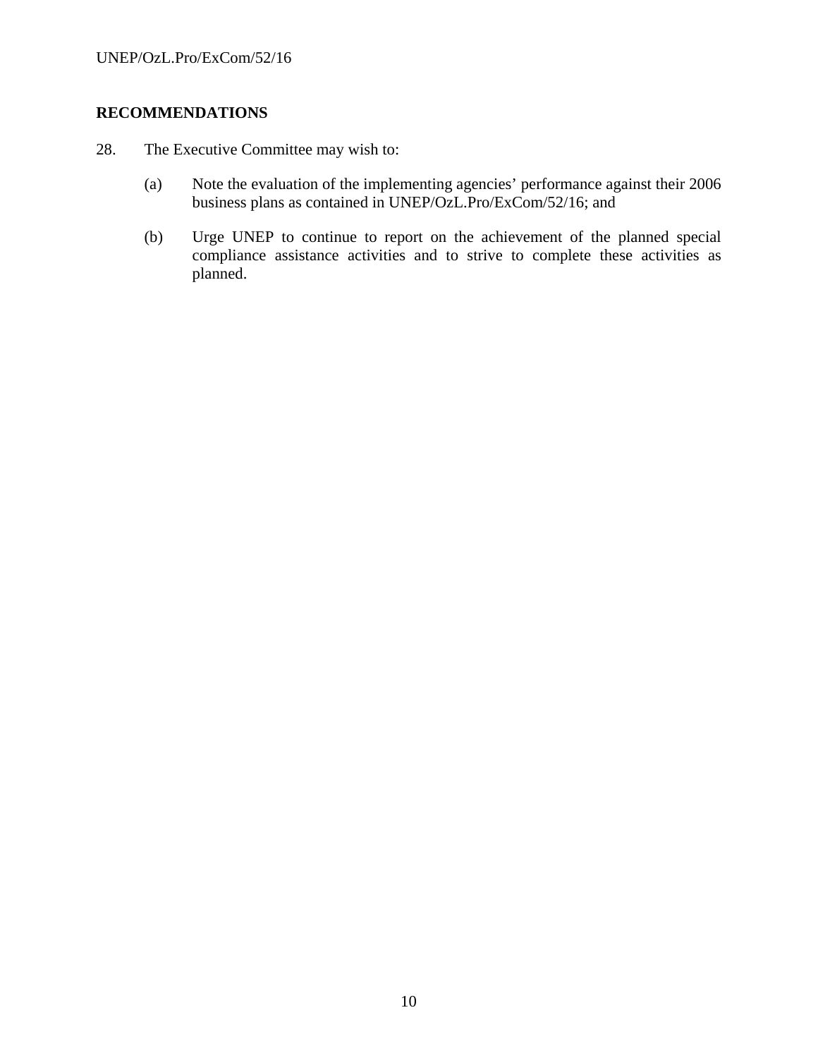**RECOMMENDATIONS**

28. The Executive Committee may wish to:

   (a) Note the evaluation of the implementing agencies' performance against their 2006 business plans as contained in UNEP/OzL.Pro/ExCom/52/16; and

   (b) Urge UNEP to continue to report on the achievement of the planned special compliance assistance activities and to strive to complete these activities as planned.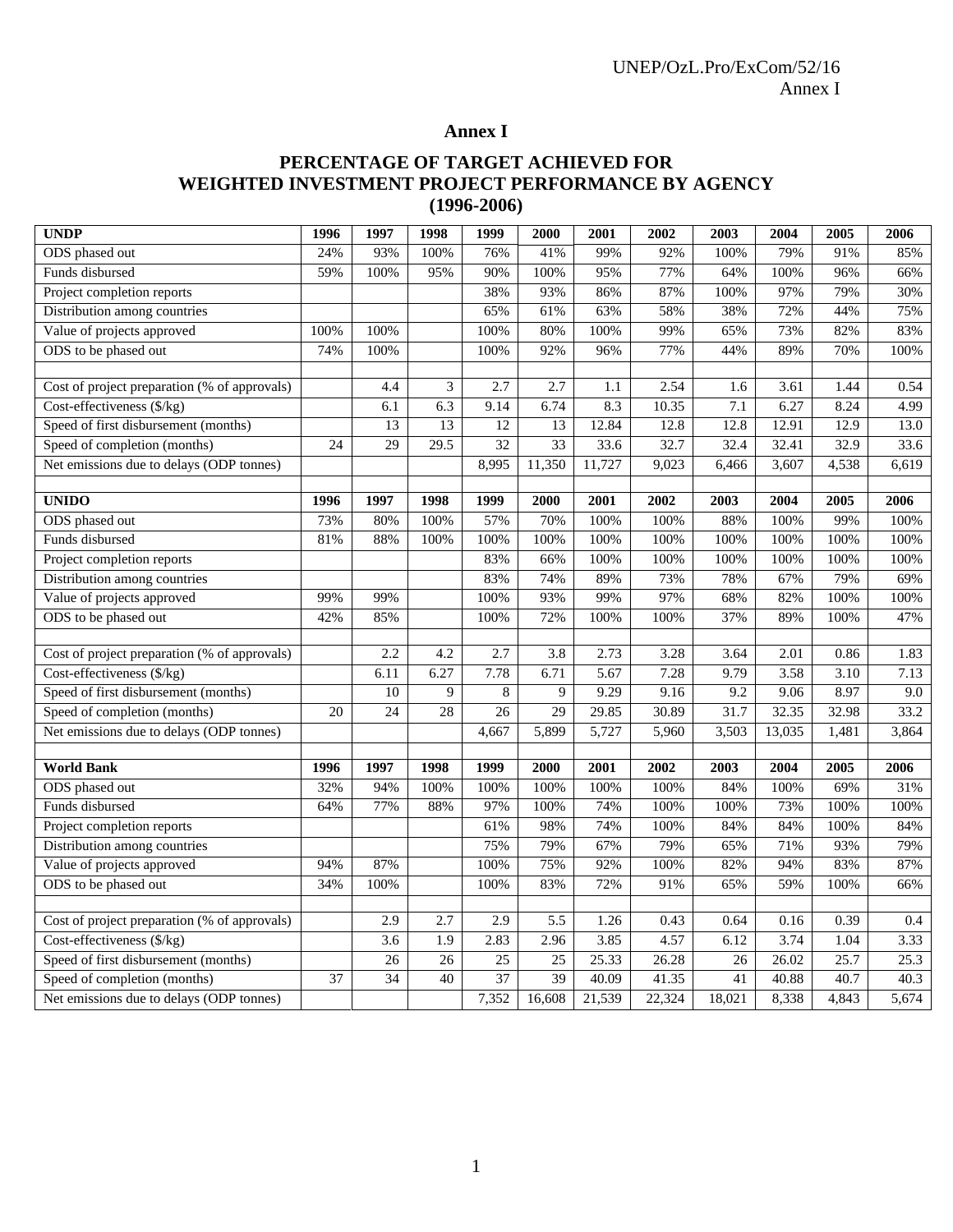# Annex I

## PERCENTAGE OF TARGET ACHIEVED FOR WEIGHTED INVESTMENT PROJECT PERFORMANCE BY AGENCY (1996-2006)

| **UNDP** | **1996** | **1997** | **1998** | **1999** | **2000** | **2001** | **2002** | **2003** | **2004** | **2005** | **2006** |
|---|---|---|---|---|---|---|---|---|---|---|---|
| ODS phased out | 24% | 93% | 100% | 76% | 41% | 99% | 92% | 100% | 79% | 91% | 85% |
| Funds disbursed | 59% | 100% | 95% | 90% | 100% | 95% | 77% | 64% | 100% | 96% | 66% |
| Project completion reports | | | | 38% | 93% | 86% | 87% | 100% | 97% | 79% | 30% |
| Distribution among countries | | | | 65% | 61% | 63% | 58% | 38% | 72% | 44% | 75% |
| Value of projects approved | 100% | 100% | | 100% | 80% | 100% | 99% | 65% | 73% | 82% | 83% |
| ODS to be phased out | 74% | 100% | | 100% | 92% | 96% | 77% | 44% | 89% | 70% | 100% |
| | | | | | | | | | | | |
| Cost of project preparation (% of approvals) | | 4.4 | 3 | 2.7 | 2.7 | 1.1 | 2.54 | 1.6 | 3.61 | 1.44 | 0.54 |
| Cost-effectiveness ($/kg) | | 6.1 | 6.3 | 9.14 | 6.74 | 8.3 | 10.35 | 7.1 | 6.27 | 8.24 | 4.99 |
| Speed of first disbursement (months) | | 13 | 13 | 12 | 13 | 12.84 | 12.8 | 12.8 | 12.91 | 12.9 | 13.0 |
| Speed of completion (months) | 24 | 29 | 29.5 | 32 | 33 | 33.6 | 32.7 | 32.4 | 32.41 | 32.9 | 33.6 |
| Net emissions due to delays (ODP tonnes) | | | | 8,995 | 11,350 | 11,727 | 9,023 | 6,466 | 3,607 | 4,538 | 6,619 |
| | | | | | | | | | | | |
| **UNIDO** | **1996** | **1997** | **1998** | **1999** | **2000** | **2001** | **2002** | **2003** | **2004** | **2005** | **2006** |
| ODS phased out | 73% | 80% | 100% | 57% | 70% | 100% | 100% | 88% | 100% | 99% | 100% |
| Funds disbursed | 81% | 88% | 100% | 100% | 100% | 100% | 100% | 100% | 100% | 100% | 100% |
| Project completion reports | | | | 83% | 66% | 100% | 100% | 100% | 100% | 100% | 100% |
| Distribution among countries | | | | 83% | 74% | 89% | 73% | 78% | 67% | 79% | 69% |
| Value of projects approved | 99% | 99% | | 100% | 93% | 99% | 97% | 68% | 82% | 100% | 100% |
| ODS to be phased out | 42% | 85% | | 100% | 72% | 100% | 100% | 37% | 89% | 100% | 47% |
| | | | | | | | | | | | |
| Cost of project preparation (% of approvals) | | 2.2 | 4.2 | 2.7 | 3.8 | 2.73 | 3.28 | 3.64 | 2.01 | 0.86 | 1.83 |
| Cost-effectiveness ($/kg) | | 6.11 | 6.27 | 7.78 | 6.71 | 5.67 | 7.28 | 9.79 | 3.58 | 3.10 | 7.13 |
| Speed of first disbursement (months) | | 10 | 9 | 8 | 9 | 9.29 | 9.16 | 9.2 | 9.06 | 8.97 | 9.0 |
| Speed of completion (months) | 20 | 24 | 28 | 26 | 29 | 29.85 | 30.89 | 31.7 | 32.35 | 32.98 | 33.2 |
| Net emissions due to delays (ODP tonnes) | | | | 4,667 | 5,899 | 5,727 | 5,960 | 3,503 | 13,035 | 1,481 | 3,864 |
| | | | | | | | | | | | |
| **World Bank** | **1996** | **1997** | **1998** | **1999** | **2000** | **2001** | **2002** | **2003** | **2004** | **2005** | **2006** |
| ODS phased out | 32% | 94% | 100% | 100% | 100% | 100% | 100% | 84% | 100% | 69% | 31% |
| Funds disbursed | 64% | 77% | 88% | 97% | 100% | 74% | 100% | 100% | 73% | 100% | 100% |
| Project completion reports | | | | 61% | 98% | 74% | 100% | 84% | 84% | 100% | 84% |
| Distribution among countries | | | | 75% | 79% | 67% | 79% | 65% | 71% | 93% | 79% |
| Value of projects approved | 94% | 87% | | 100% | 75% | 92% | 100% | 82% | 94% | 83% | 87% |
| ODS to be phased out | 34% | 100% | | 100% | 83% | 72% | 91% | 65% | 59% | 100% | 66% |
| | | | | | | | | | | | |
| Cost of project preparation (% of approvals) | | 2.9 | 2.7 | 2.9 | 5.5 | 1.26 | 0.43 | 0.64 | 0.16 | 0.39 | 0.4 |
| Cost-effectiveness ($/kg) | | 3.6 | 1.9 | 2.83 | 2.96 | 3.85 | 4.57 | 6.12 | 3.74 | 1.04 | 3.33 |
| Speed of first disbursement (months) | | 26 | 26 | 25 | 25 | 25.33 | 26.28 | 26 | 26.02 | 25.7 | 25.3 |
| Speed of completion (months) | 37 | 34 | 40 | 37 | 39 | 40.09 | 41.35 | 41 | 40.88 | 40.7 | 40.3 |
| Net emissions due to delays (ODP tonnes) | | | | 7,352 | 16,608 | 21,539 | 22,324 | 18,021 | 8,338 | 4,843 | 5,674 |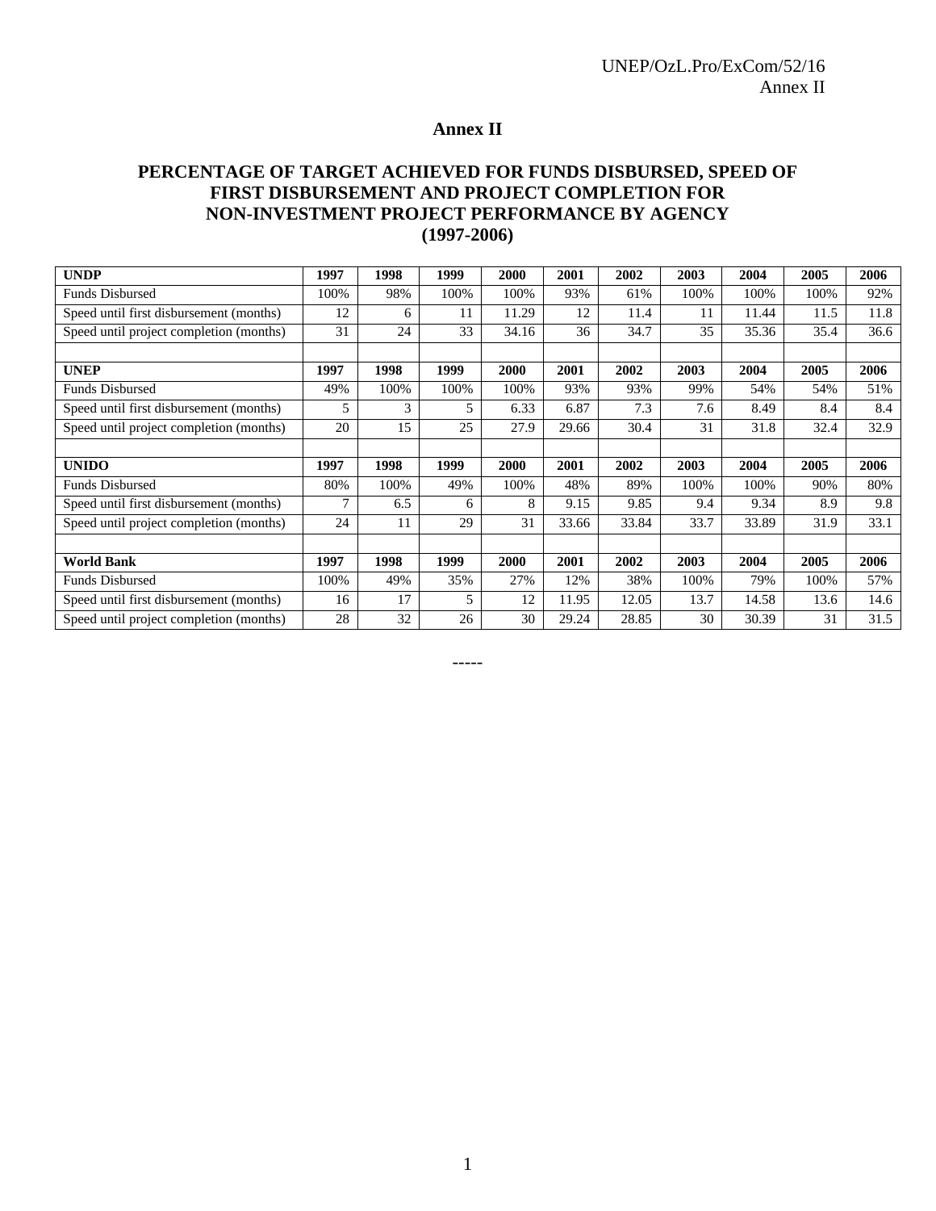# Annex II

## PERCENTAGE OF TARGET ACHIEVED FOR FUNDS DISBURSED, SPEED OF FIRST DISBURSEMENT AND PROJECT COMPLETION FOR NON-INVESTMENT PROJECT PERFORMANCE BY AGENCY (1997-2006)

| **UNDP** | **1997** | **1998** | **1999** | **2000** | **2001** | **2002** | **2003** | **2004** | **2005** | **2006** |
|---|---|---|---|---|---|---|---|---|---|---|
| Funds Disbursed | 100% | 98% | 100% | 100% | 93% | 61% | 100% | 100% | 100% | 92% |
| Speed until first disbursement (months) | 12 | 6 | 11 | 11.29 | 12 | 11.4 | 11 | 11.44 | 11.5 | 11.8 |
| Speed until project completion (months) | 31 | 24 | 33 | 34.16 | 36 | 34.7 | 35 | 35.36 | 35.4 | 36.6 |
| | | | | | | | | | | |
| **UNEP** | **1997** | **1998** | **1999** | **2000** | **2001** | **2002** | **2003** | **2004** | **2005** | **2006** |
| Funds Disbursed | 49% | 100% | 100% | 100% | 93% | 93% | 99% | 54% | 54% | 51% |
| Speed until first disbursement (months) | 5 | 3 | 5 | 6.33 | 6.87 | 7.3 | 7.6 | 8.49 | 8.4 | 8.4 |
| Speed until project completion (months) | 20 | 15 | 25 | 27.9 | 29.66 | 30.4 | 31 | 31.8 | 32.4 | 32.9 |
| | | | | | | | | | | |
| **UNIDO** | **1997** | **1998** | **1999** | **2000** | **2001** | **2002** | **2003** | **2004** | **2005** | **2006** |
| Funds Disbursed | 80% | 100% | 49% | 100% | 48% | 89% | 100% | 100% | 90% | 80% |
| Speed until first disbursement (months) | 7 | 6.5 | 6 | 8 | 9.15 | 9.85 | 9.4 | 9.34 | 8.9 | 9.8 |
| Speed until project completion (months) | 24 | 11 | 29 | 31 | 33.66 | 33.84 | 33.7 | 33.89 | 31.9 | 33.1 |
| | | | | | | | | | | |
| **World Bank** | **1997** | **1998** | **1999** | **2000** | **2001** | **2002** | **2003** | **2004** | **2005** | **2006** |
| Funds Disbursed | 100% | 49% | 35% | 27% | 12% | 38% | 100% | 79% | 100% | 57% |
| Speed until first disbursement (months) | 16 | 17 | 5 | 12 | 11.95 | 12.05 | 13.7 | 14.58 | 13.6 | 14.6 |
| Speed until project completion (months) | 28 | 32 | 26 | 30 | 29.24 | 28.85 | 30 | 30.39 | 31 | 31.5 |

-----